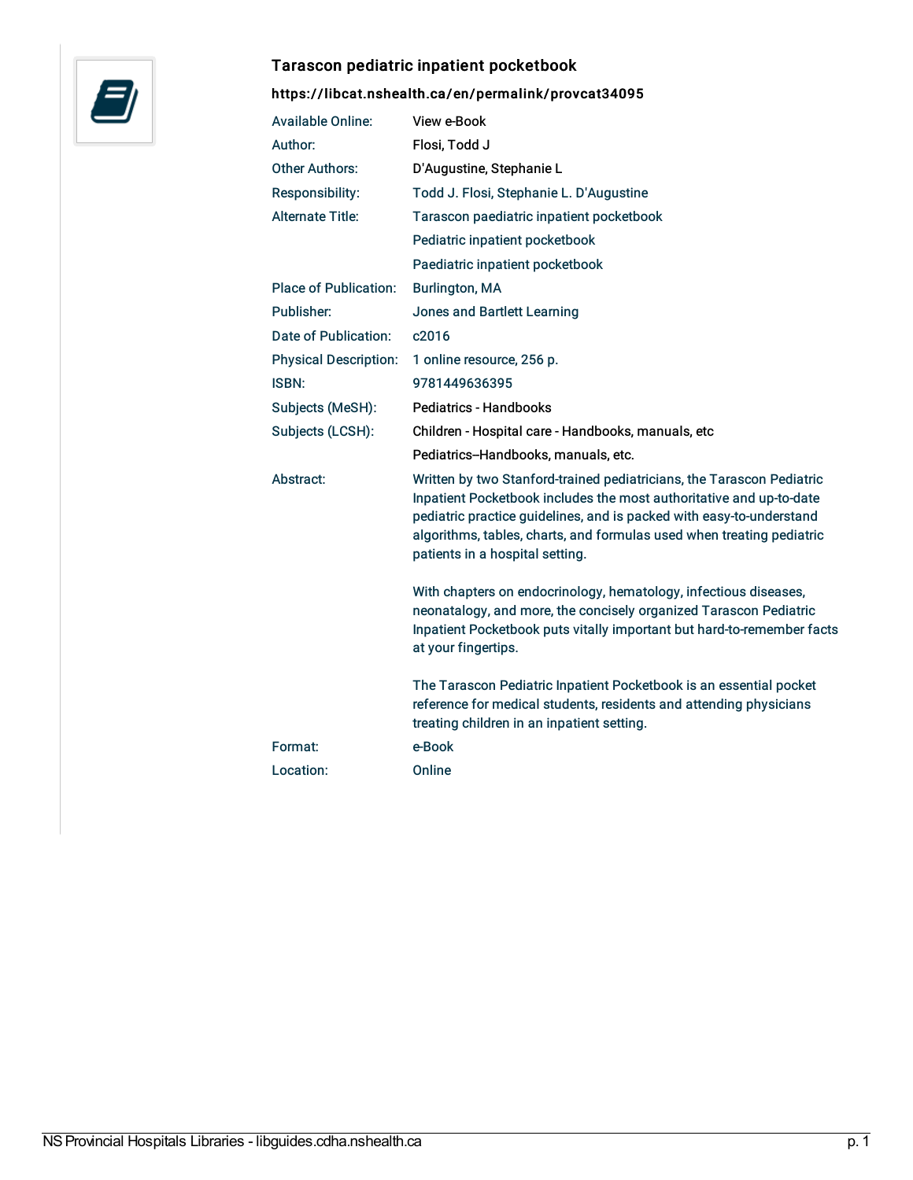## Tarascon pediatric inpatient pocketbook

**https://libcat.nshealth.ca/en/permalink/provcat34095**

| | |
|---|---|
| Available Online: | View e-Book |
| Author: | Flosi, Todd J |
| Other Authors: | D'Augustine, Stephanie L |
| Responsibility: | Todd J. Flosi, Stephanie L. D'Augustine |
| Alternate Title: | Tarascon paediatric inpatient pocketbook<br>Pediatric inpatient pocketbook<br>Paediatric inpatient pocketbook |
| Place of Publication: | Burlington, MA |
| Publisher: | Jones and Bartlett Learning |
| Date of Publication: | c2016 |
| Physical Description: | 1 online resource, 256 p. |
| ISBN: | 9781449636395 |
| Subjects (MeSH): | Pediatrics - Handbooks |
| Subjects (LCSH): | Children - Hospital care - Handbooks, manuals, etc<br>Pediatrics--Handbooks, manuals, etc. |
| Abstract: | Written by two Stanford-trained pediatricians, the Tarascon Pediatric Inpatient Pocketbook includes the most authoritative and up-to-date pediatric practice guidelines, and is packed with easy-to-understand algorithms, tables, charts, and formulas used when treating pediatric patients in a hospital setting.<br><br>With chapters on endocrinology, hematology, infectious diseases, neonatalogy, and more, the concisely organized Tarascon Pediatric Inpatient Pocketbook puts vitally important but hard-to-remember facts at your fingertips.<br><br>The Tarascon Pediatric Inpatient Pocketbook is an essential pocket reference for medical students, residents and attending physicians treating children in an inpatient setting. |
| Format: | e-Book |
| Location: | Online |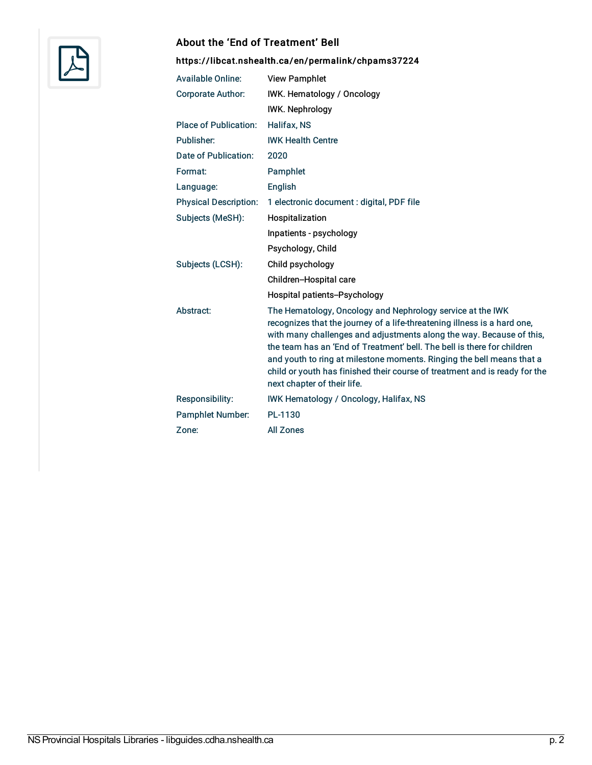## About the 'End of Treatment' Bell

**https://libcat.nshealth.ca/en/permalink/chpams37224**

| | |
|---|---|
| Available Online: | View Pamphlet |
| Corporate Author: | IWK. Hematology / Oncology |
| | IWK. Nephrology |
| Place of Publication: | Halifax, NS |
| Publisher: | IWK Health Centre |
| Date of Publication: | 2020 |
| Format: | Pamphlet |
| Language: | English |
| Physical Description: | 1 electronic document : digital, PDF file |
| Subjects (MeSH): | Hospitalization |
| | Inpatients - psychology |
| | Psychology, Child |
| Subjects (LCSH): | Child psychology |
| | Children--Hospital care |
| | Hospital patients--Psychology |
| Abstract: | The Hematology, Oncology and Nephrology service at the IWK recognizes that the journey of a life-threatening illness is a hard one, with many challenges and adjustments along the way. Because of this, the team has an 'End of Treatment' bell. The bell is there for children and youth to ring at milestone moments. Ringing the bell means that a child or youth has finished their course of treatment and is ready for the next chapter of their life. |
| Responsibility: | IWK Hematology / Oncology, Halifax, NS |
| Pamphlet Number: | PL-1130 |
| Zone: | All Zones |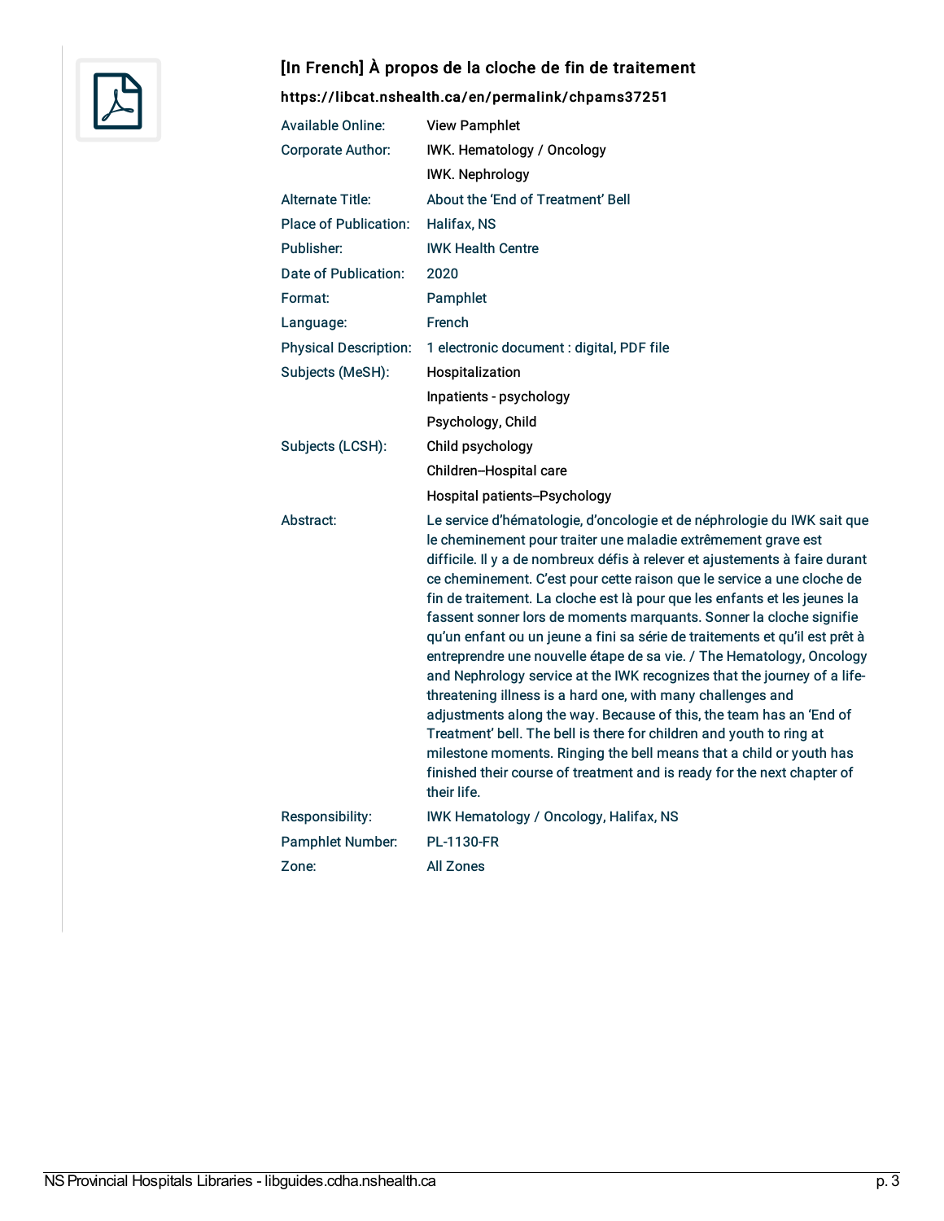## [In French] À propos de la cloche de fin de traitement

**https://libcat.nshealth.ca/en/permalink/chpams37251**

| | |
|---|---|
| Available Online: | View Pamphlet |
| Corporate Author: | IWK. Hematology / Oncology<br>IWK. Nephrology |
| Alternate Title: | About the 'End of Treatment' Bell |
| Place of Publication: | Halifax, NS |
| Publisher: | IWK Health Centre |
| Date of Publication: | 2020 |
| Format: | Pamphlet |
| Language: | French |
| Physical Description: | 1 electronic document : digital, PDF file |
| Subjects (MeSH): | Hospitalization<br>Inpatients - psychology<br>Psychology, Child |
| Subjects (LCSH): | Child psychology<br>Children--Hospital care<br>Hospital patients--Psychology |
| Abstract: | Le service d'hématologie, d'oncologie et de néphrologie du IWK sait que le cheminement pour traiter une maladie extrêmement grave est difficile. Il y a de nombreux défis à relever et ajustements à faire durant ce cheminement. C'est pour cette raison que le service a une cloche de fin de traitement. La cloche est là pour que les enfants et les jeunes la fassent sonner lors de moments marquants. Sonner la cloche signifie qu'un enfant ou un jeune a fini sa série de traitements et qu'il est prêt à entreprendre une nouvelle étape de sa vie. / The Hematology, Oncology and Nephrology service at the IWK recognizes that the journey of a life-threatening illness is a hard one, with many challenges and adjustments along the way. Because of this, the team has an 'End of Treatment' bell. The bell is there for children and youth to ring at milestone moments. Ringing the bell means that a child or youth has finished their course of treatment and is ready for the next chapter of their life. |
| Responsibility: | IWK Hematology / Oncology, Halifax, NS |
| Pamphlet Number: | PL-1130-FR |
| Zone: | All Zones |